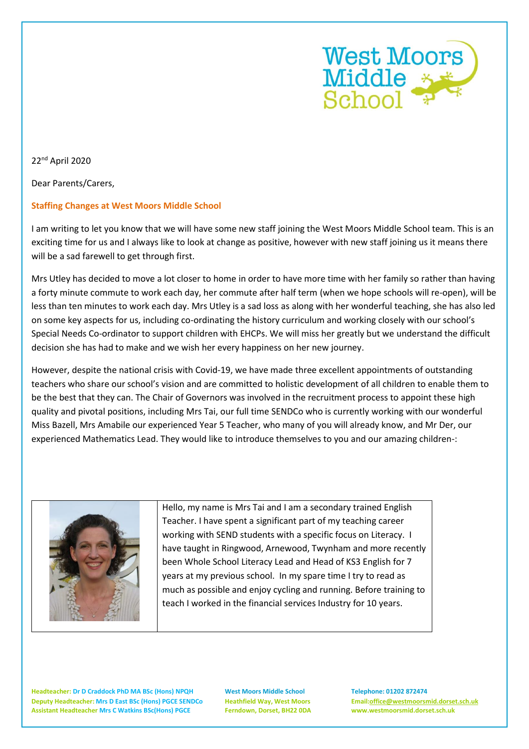West Moors Middle School

22nd April 2020

Dear Parents/Carers,

**Staffing Changes at West Moors Middle School**

I am writing to let you know that we will have some new staff joining the West Moors Middle School team. This is an exciting time for us and I always like to look at change as positive, however with new staff joining us it means there will be a sad farewell to get through first.

Mrs Utley has decided to move a lot closer to home in order to have more time with her family so rather than having a forty minute commute to work each day, her commute after half term (when we hope schools will re-open), will be less than ten minutes to work each day. Mrs Utley is a sad loss as along with her wonderful teaching, she has also led on some key aspects for us, including co-ordinating the history curriculum and working closely with our school's Special Needs Co-ordinator to support children with EHCPs. We will miss her greatly but we understand the difficult decision she has had to make and we wish her every happiness on her new journey.

However, despite the national crisis with Covid-19, we have made three excellent appointments of outstanding teachers who share our school's vision and are committed to holistic development of all children to enable them to be the best that they can. The Chair of Governors was involved in the recruitment process to appoint these high quality and pivotal positions, including Mrs Tai, our full time SENDCo who is currently working with our wonderful Miss Bazell, Mrs Amabile our experienced Year 5 Teacher, who many of you will already know, and Mr Der, our experienced Mathematics Lead. They would like to introduce themselves to you and our amazing children-:

Hello, my name is Mrs Tai and I am a secondary trained English Teacher. I have spent a significant part of my teaching career working with SEND students with a specific focus on Literacy. I have taught in Ringwood, Arnewood, Twynham and more recently been Whole School Literacy Lead and Head of KS3 English for 7 years at my previous school. In my spare time I try to read as much as possible and enjoy cycling and running. Before training to teach I worked in the financial services Industry for 10 years.

Headteacher: Dr D Craddock PhD MA BSc (Hons) NPQH
Deputy Headteacher: Mrs D East BSc (Hons) PGCE SENDCo
Assistant Headteacher Mrs C Watkins BSc(Hons) PGCE

West Moors Middle School
Heathfield Way, West Moors
Ferndown, Dorset, BH22 0DA

Telephone: 01202 872474
Email: office@westmoorsmid.dorset.sch.uk
www.westmoorsmid.dorset.sch.uk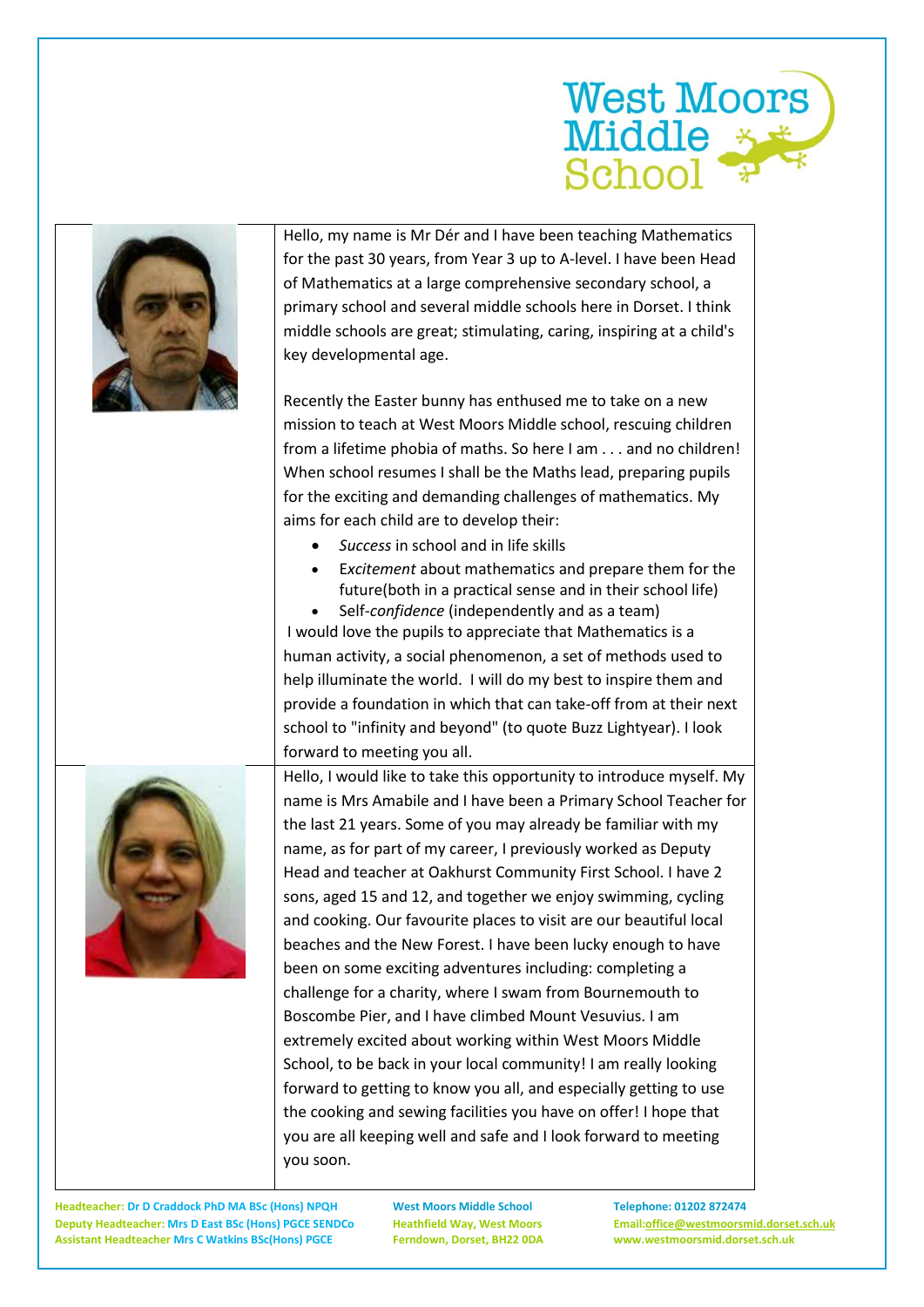Hello, my name is Mr Dér and I have been teaching Mathematics for the past 30 years, from Year 3 up to A-level. I have been Head of Mathematics at a large comprehensive secondary school, a primary school and several middle schools here in Dorset. I think middle schools are great; stimulating, caring, inspiring at a child's key developmental age.

Recently the Easter bunny has enthused me to take on a new mission to teach at West Moors Middle school, rescuing children from a lifetime phobia of maths. So here I am . . . and no children! When school resumes I shall be the Maths lead, preparing pupils for the exciting and demanding challenges of mathematics. My aims for each child are to develop their:

- *Success* in school and in life skills
- E*xcitement* about mathematics and prepare them for the future(both in a practical sense and in their school life)
- Self-*confidence* (independently and as a team)

I would love the pupils to appreciate that Mathematics is a human activity, a social phenomenon, a set of methods used to help illuminate the world. I will do my best to inspire them and provide a foundation in which that can take-off from at their next school to "infinity and beyond" (to quote Buzz Lightyear). I look forward to meeting you all.

Hello, I would like to take this opportunity to introduce myself. My name is Mrs Amabile and I have been a Primary School Teacher for the last 21 years. Some of you may already be familiar with my name, as for part of my career, I previously worked as Deputy Head and teacher at Oakhurst Community First School. I have 2 sons, aged 15 and 12, and together we enjoy swimming, cycling and cooking. Our favourite places to visit are our beautiful local beaches and the New Forest. I have been lucky enough to have been on some exciting adventures including: completing a challenge for a charity, where I swam from Bournemouth to Boscombe Pier, and I have climbed Mount Vesuvius. I am extremely excited about working within West Moors Middle School, to be back in your local community! I am really looking forward to getting to know you all, and especially getting to use the cooking and sewing facilities you have on offer! I hope that you are all keeping well and safe and I look forward to meeting you soon.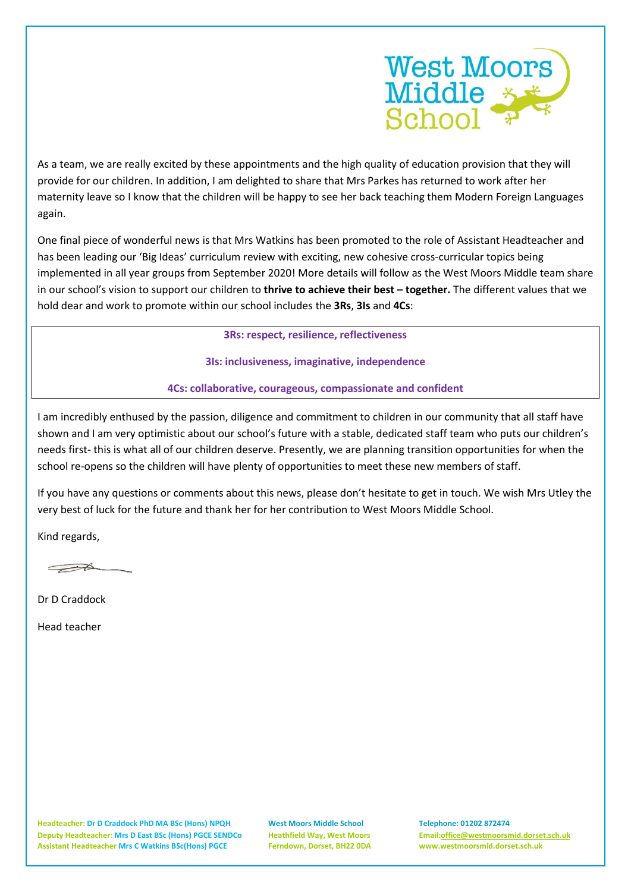As a team, we are really excited by these appointments and the high quality of education provision that they will provide for our children. In addition, I am delighted to share that Mrs Parkes has returned to work after her maternity leave so I know that the children will be happy to see her back teaching them Modern Foreign Languages again.

One final piece of wonderful news is that Mrs Watkins has been promoted to the role of Assistant Headteacher and has been leading our 'Big Ideas' curriculum review with exciting, new cohesive cross-curricular topics being implemented in all year groups from September 2020! More details will follow as the West Moors Middle team share in our school's vision to support our children to **thrive to achieve their best – together.** The different values that we hold dear and work to promote within our school includes the **3Rs**, **3Is** and **4Cs**:

**3Rs: respect, resilience, reflectiveness**

**3Is: inclusiveness, imaginative, independence**

**4Cs: collaborative, courageous, compassionate and confident**

I am incredibly enthused by the passion, diligence and commitment to children in our community that all staff have shown and I am very optimistic about our school's future with a stable, dedicated staff team who puts our children's needs first- this is what all of our children deserve. Presently, we are planning transition opportunities for when the school re-opens so the children will have plenty of opportunities to meet these new members of staff.

If you have any questions or comments about this news, please don't hesitate to get in touch. We wish Mrs Utley the very best of luck for the future and thank her for her contribution to West Moors Middle School.

Kind regards,

Dr D Craddock

Head teacher

Headteacher: Dr D Craddock PhD MA BSc (Hons) NPQH
Deputy Headteacher: Mrs D East BSc (Hons) PGCE SENDCo
Assistant Headteacher Mrs C Watkins BSc(Hons) PGCE

West Moors Middle School
Heathfield Way, West Moors
Ferndown, Dorset, BH22 0DA

Telephone: 01202 872474
Email:office@westmoorsmid.dorset.sch.uk
www.westmoorsmid.dorset.sch.uk